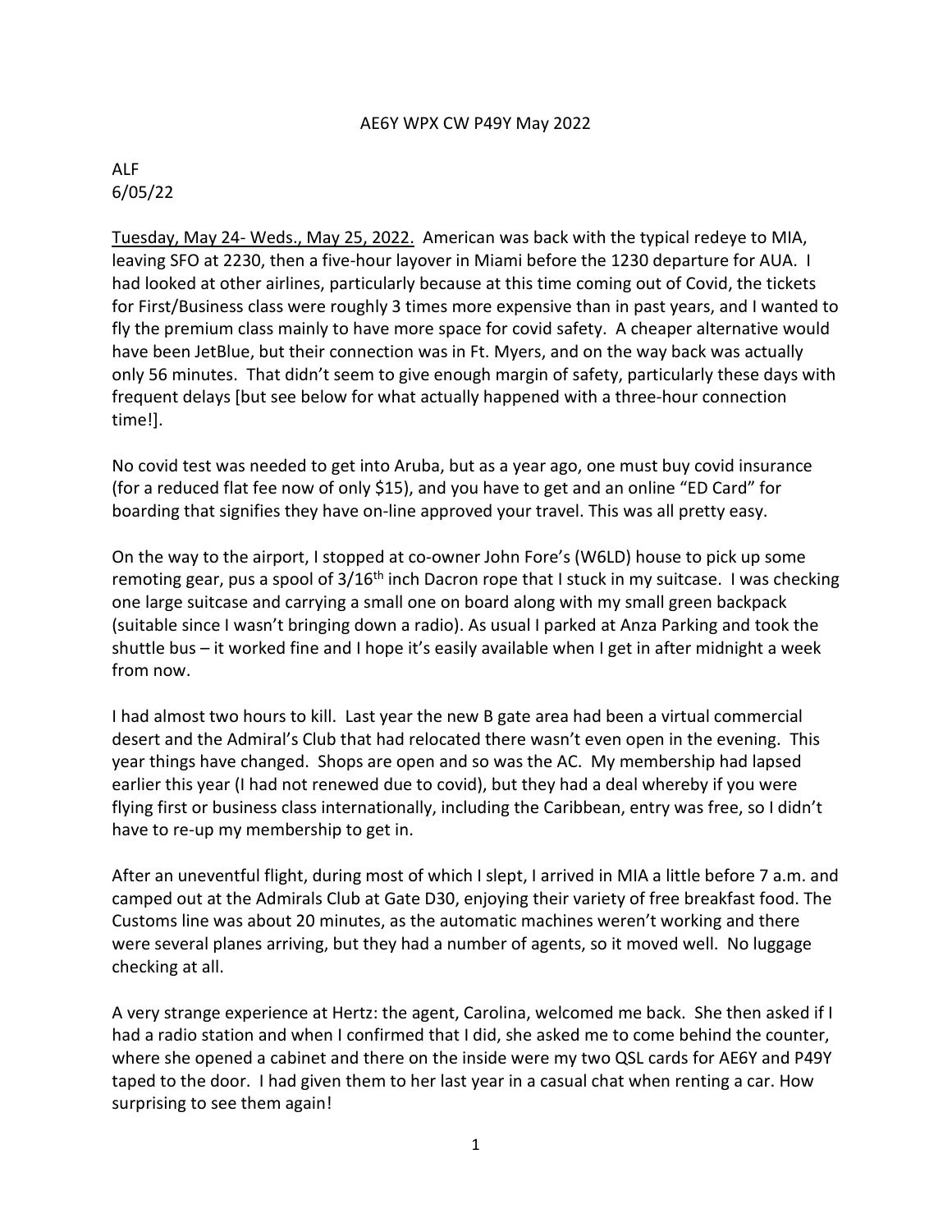AE6Y WPX CW P49Y May 2022

ALF
6/05/22

Tuesday, May 24- Weds., May 25, 2022. American was back with the typical redeye to MIA, leaving SFO at 2230, then a five-hour layover in Miami before the 1230 departure for AUA. I had looked at other airlines, particularly because at this time coming out of Covid, the tickets for First/Business class were roughly 3 times more expensive than in past years, and I wanted to fly the premium class mainly to have more space for covid safety. A cheaper alternative would have been JetBlue, but their connection was in Ft. Myers, and on the way back was actually only 56 minutes. That didn't seem to give enough margin of safety, particularly these days with frequent delays [but see below for what actually happened with a three-hour connection time!].

No covid test was needed to get into Aruba, but as a year ago, one must buy covid insurance (for a reduced flat fee now of only $15), and you have to get and an online "ED Card" for boarding that signifies they have on-line approved your travel. This was all pretty easy.

On the way to the airport, I stopped at co-owner John Fore's (W6LD) house to pick up some remoting gear, pus a spool of 3/16th inch Dacron rope that I stuck in my suitcase. I was checking one large suitcase and carrying a small one on board along with my small green backpack (suitable since I wasn't bringing down a radio). As usual I parked at Anza Parking and took the shuttle bus – it worked fine and I hope it's easily available when I get in after midnight a week from now.

I had almost two hours to kill. Last year the new B gate area had been a virtual commercial desert and the Admiral's Club that had relocated there wasn't even open in the evening. This year things have changed. Shops are open and so was the AC. My membership had lapsed earlier this year (I had not renewed due to covid), but they had a deal whereby if you were flying first or business class internationally, including the Caribbean, entry was free, so I didn't have to re-up my membership to get in.

After an uneventful flight, during most of which I slept, I arrived in MIA a little before 7 a.m. and camped out at the Admirals Club at Gate D30, enjoying their variety of free breakfast food. The Customs line was about 20 minutes, as the automatic machines weren't working and there were several planes arriving, but they had a number of agents, so it moved well. No luggage checking at all.

A very strange experience at Hertz: the agent, Carolina, welcomed me back. She then asked if I had a radio station and when I confirmed that I did, she asked me to come behind the counter, where she opened a cabinet and there on the inside were my two QSL cards for AE6Y and P49Y taped to the door. I had given them to her last year in a casual chat when renting a car. How surprising to see them again!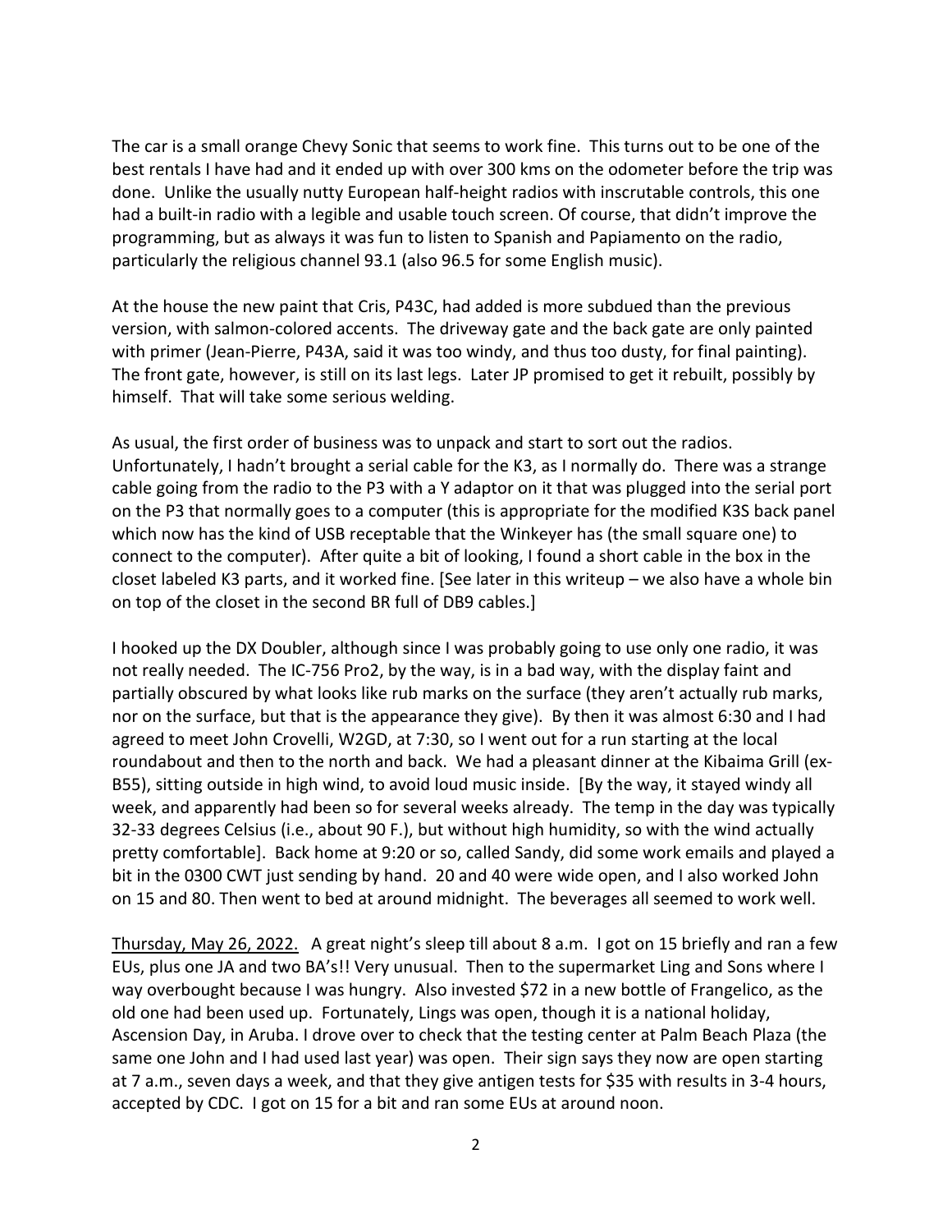The car is a small orange Chevy Sonic that seems to work fine. This turns out to be one of the best rentals I have had and it ended up with over 300 kms on the odometer before the trip was done. Unlike the usually nutty European half-height radios with inscrutable controls, this one had a built-in radio with a legible and usable touch screen. Of course, that didn't improve the programming, but as always it was fun to listen to Spanish and Papiamento on the radio, particularly the religious channel 93.1 (also 96.5 for some English music).

At the house the new paint that Cris, P43C, had added is more subdued than the previous version, with salmon-colored accents. The driveway gate and the back gate are only painted with primer (Jean-Pierre, P43A, said it was too windy, and thus too dusty, for final painting). The front gate, however, is still on its last legs. Later JP promised to get it rebuilt, possibly by himself. That will take some serious welding.

As usual, the first order of business was to unpack and start to sort out the radios. Unfortunately, I hadn't brought a serial cable for the K3, as I normally do. There was a strange cable going from the radio to the P3 with a Y adaptor on it that was plugged into the serial port on the P3 that normally goes to a computer (this is appropriate for the modified K3S back panel which now has the kind of USB receptable that the Winkeyer has (the small square one) to connect to the computer). After quite a bit of looking, I found a short cable in the box in the closet labeled K3 parts, and it worked fine. [See later in this writeup – we also have a whole bin on top of the closet in the second BR full of DB9 cables.]

I hooked up the DX Doubler, although since I was probably going to use only one radio, it was not really needed. The IC-756 Pro2, by the way, is in a bad way, with the display faint and partially obscured by what looks like rub marks on the surface (they aren't actually rub marks, nor on the surface, but that is the appearance they give). By then it was almost 6:30 and I had agreed to meet John Crovelli, W2GD, at 7:30, so I went out for a run starting at the local roundabout and then to the north and back. We had a pleasant dinner at the Kibaima Grill (ex-B55), sitting outside in high wind, to avoid loud music inside. [By the way, it stayed windy all week, and apparently had been so for several weeks already. The temp in the day was typically 32-33 degrees Celsius (i.e., about 90 F.), but without high humidity, so with the wind actually pretty comfortable]. Back home at 9:20 or so, called Sandy, did some work emails and played a bit in the 0300 CWT just sending by hand. 20 and 40 were wide open, and I also worked John on 15 and 80. Then went to bed at around midnight. The beverages all seemed to work well.

<u>Thursday, May 26, 2022.</u> A great night's sleep till about 8 a.m. I got on 15 briefly and ran a few EUs, plus one JA and two BA's!! Very unusual. Then to the supermarket Ling and Sons where I way overbought because I was hungry. Also invested $72 in a new bottle of Frangelico, as the old one had been used up. Fortunately, Lings was open, though it is a national holiday, Ascension Day, in Aruba. I drove over to check that the testing center at Palm Beach Plaza (the same one John and I had used last year) was open. Their sign says they now are open starting at 7 a.m., seven days a week, and that they give antigen tests for $35 with results in 3-4 hours, accepted by CDC. I got on 15 for a bit and ran some EUs at around noon.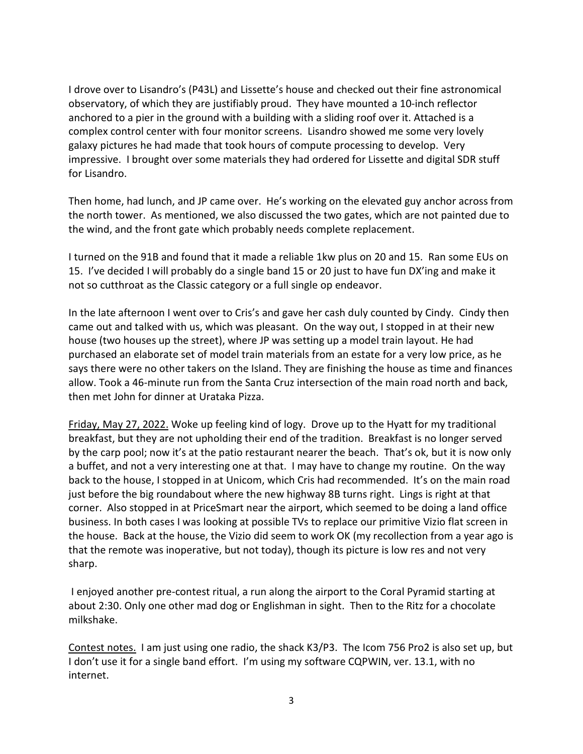I drove over to Lisandro's (P43L) and Lissette's house and checked out their fine astronomical observatory, of which they are justifiably proud. They have mounted a 10-inch reflector anchored to a pier in the ground with a building with a sliding roof over it. Attached is a complex control center with four monitor screens. Lisandro showed me some very lovely galaxy pictures he had made that took hours of compute processing to develop. Very impressive. I brought over some materials they had ordered for Lissette and digital SDR stuff for Lisandro.

Then home, had lunch, and JP came over. He's working on the elevated guy anchor across from the north tower. As mentioned, we also discussed the two gates, which are not painted due to the wind, and the front gate which probably needs complete replacement.

I turned on the 91B and found that it made a reliable 1kw plus on 20 and 15. Ran some EUs on 15. I've decided I will probably do a single band 15 or 20 just to have fun DX'ing and make it not so cutthroat as the Classic category or a full single op endeavor.

In the late afternoon I went over to Cris's and gave her cash duly counted by Cindy. Cindy then came out and talked with us, which was pleasant. On the way out, I stopped in at their new house (two houses up the street), where JP was setting up a model train layout. He had purchased an elaborate set of model train materials from an estate for a very low price, as he says there were no other takers on the Island. They are finishing the house as time and finances allow. Took a 46-minute run from the Santa Cruz intersection of the main road north and back, then met John for dinner at Urataka Pizza.

<u>Friday, May 27, 2022.</u> Woke up feeling kind of logy. Drove up to the Hyatt for my traditional breakfast, but they are not upholding their end of the tradition. Breakfast is no longer served by the carp pool; now it's at the patio restaurant nearer the beach. That's ok, but it is now only a buffet, and not a very interesting one at that. I may have to change my routine. On the way back to the house, I stopped in at Unicom, which Cris had recommended. It's on the main road just before the big roundabout where the new highway 8B turns right. Lings is right at that corner. Also stopped in at PriceSmart near the airport, which seemed to be doing a land office business. In both cases I was looking at possible TVs to replace our primitive Vizio flat screen in the house. Back at the house, the Vizio did seem to work OK (my recollection from a year ago is that the remote was inoperative, but not today), though its picture is low res and not very sharp.

I enjoyed another pre-contest ritual, a run along the airport to the Coral Pyramid starting at about 2:30. Only one other mad dog or Englishman in sight. Then to the Ritz for a chocolate milkshake.

<u>Contest notes.</u> I am just using one radio, the shack K3/P3. The Icom 756 Pro2 is also set up, but I don't use it for a single band effort. I'm using my software CQPWIN, ver. 13.1, with no internet.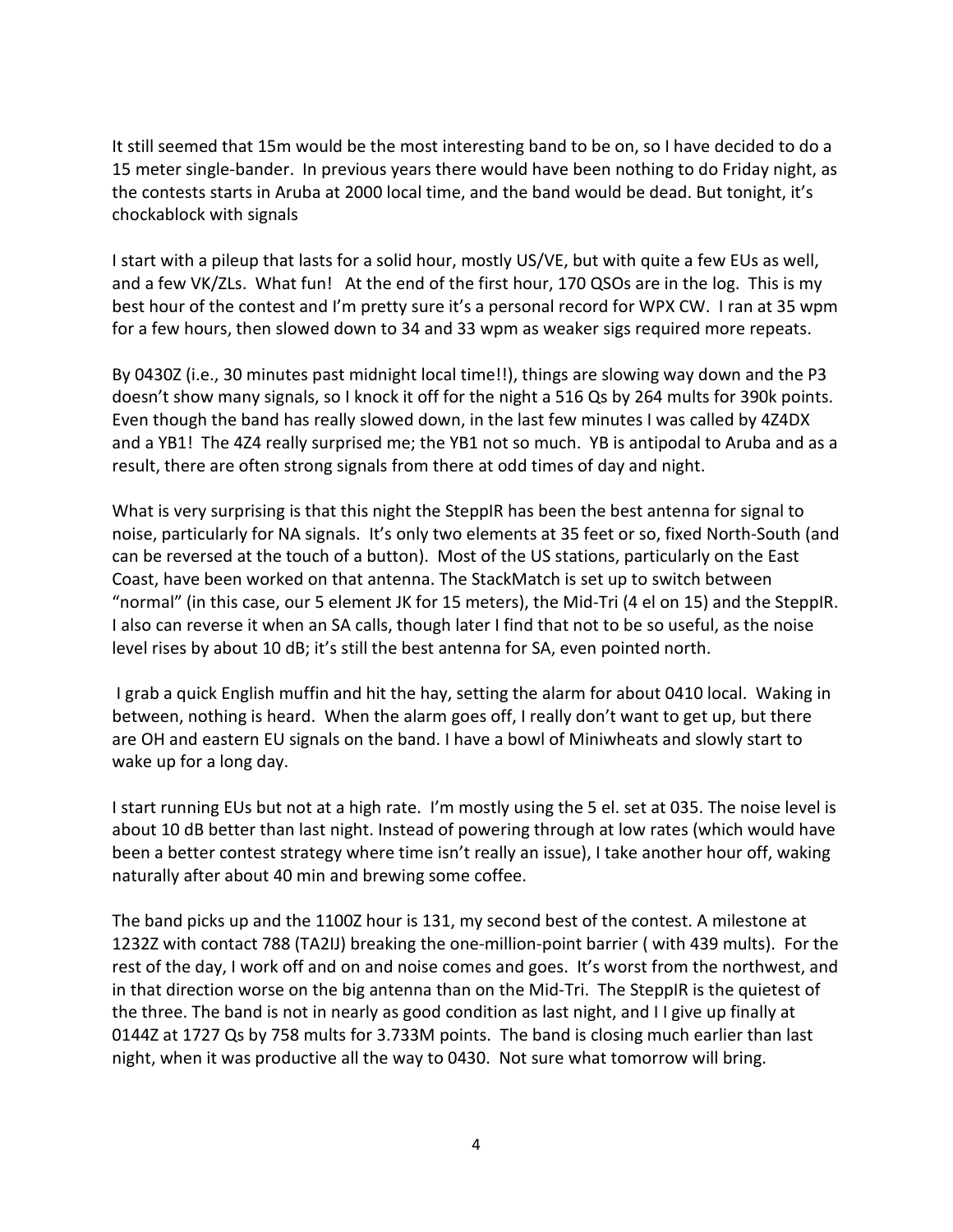It still seemed that 15m would be the most interesting band to be on, so I have decided to do a 15 meter single-bander. In previous years there would have been nothing to do Friday night, as the contests starts in Aruba at 2000 local time, and the band would be dead. But tonight, it's chockablock with signals

I start with a pileup that lasts for a solid hour, mostly US/VE, but with quite a few EUs as well, and a few VK/ZLs. What fun! At the end of the first hour, 170 QSOs are in the log. This is my best hour of the contest and I'm pretty sure it's a personal record for WPX CW. I ran at 35 wpm for a few hours, then slowed down to 34 and 33 wpm as weaker sigs required more repeats.

By 0430Z (i.e., 30 minutes past midnight local time!!), things are slowing way down and the P3 doesn't show many signals, so I knock it off for the night a 516 Qs by 264 mults for 390k points. Even though the band has really slowed down, in the last few minutes I was called by 4Z4DX and a YB1! The 4Z4 really surprised me; the YB1 not so much. YB is antipodal to Aruba and as a result, there are often strong signals from there at odd times of day and night.

What is very surprising is that this night the SteppIR has been the best antenna for signal to noise, particularly for NA signals. It's only two elements at 35 feet or so, fixed North-South (and can be reversed at the touch of a button). Most of the US stations, particularly on the East Coast, have been worked on that antenna. The StackMatch is set up to switch between "normal" (in this case, our 5 element JK for 15 meters), the Mid-Tri (4 el on 15) and the SteppIR. I also can reverse it when an SA calls, though later I find that not to be so useful, as the noise level rises by about 10 dB; it's still the best antenna for SA, even pointed north.

I grab a quick English muffin and hit the hay, setting the alarm for about 0410 local. Waking in between, nothing is heard. When the alarm goes off, I really don't want to get up, but there are OH and eastern EU signals on the band. I have a bowl of Miniwheats and slowly start to wake up for a long day.

I start running EUs but not at a high rate. I'm mostly using the 5 el. set at 035. The noise level is about 10 dB better than last night. Instead of powering through at low rates (which would have been a better contest strategy where time isn't really an issue), I take another hour off, waking naturally after about 40 min and brewing some coffee.

The band picks up and the 1100Z hour is 131, my second best of the contest. A milestone at 1232Z with contact 788 (TA2IJ) breaking the one-million-point barrier ( with 439 mults). For the rest of the day, I work off and on and noise comes and goes. It's worst from the northwest, and in that direction worse on the big antenna than on the Mid-Tri. The SteppIR is the quietest of the three. The band is not in nearly as good condition as last night, and I I give up finally at 0144Z at 1727 Qs by 758 mults for 3.733M points. The band is closing much earlier than last night, when it was productive all the way to 0430. Not sure what tomorrow will bring.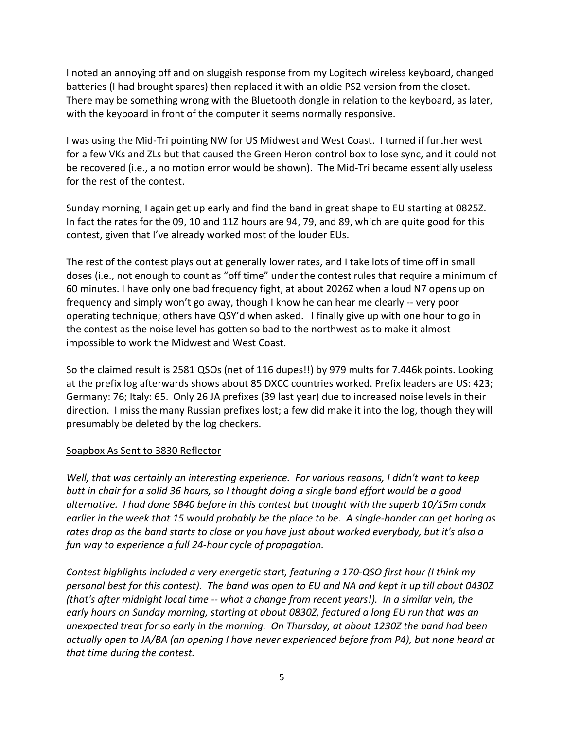I noted an annoying off and on sluggish response from my Logitech wireless keyboard, changed batteries (I had brought spares) then replaced it with an oldie PS2 version from the closet. There may be something wrong with the Bluetooth dongle in relation to the keyboard, as later, with the keyboard in front of the computer it seems normally responsive.

I was using the Mid-Tri pointing NW for US Midwest and West Coast. I turned if further west for a few VKs and ZLs but that caused the Green Heron control box to lose sync, and it could not be recovered (i.e., a no motion error would be shown). The Mid-Tri became essentially useless for the rest of the contest.

Sunday morning, I again get up early and find the band in great shape to EU starting at 0825Z. In fact the rates for the 09, 10 and 11Z hours are 94, 79, and 89, which are quite good for this contest, given that I've already worked most of the louder EUs.

The rest of the contest plays out at generally lower rates, and I take lots of time off in small doses (i.e., not enough to count as "off time" under the contest rules that require a minimum of 60 minutes. I have only one bad frequency fight, at about 2026Z when a loud N7 opens up on frequency and simply won't go away, though I know he can hear me clearly -- very poor operating technique; others have QSY'd when asked. I finally give up with one hour to go in the contest as the noise level has gotten so bad to the northwest as to make it almost impossible to work the Midwest and West Coast.

So the claimed result is 2581 QSOs (net of 116 dupes!!) by 979 mults for 7.446k points. Looking at the prefix log afterwards shows about 85 DXCC countries worked. Prefix leaders are US: 423; Germany: 76; Italy: 65. Only 26 JA prefixes (39 last year) due to increased noise levels in their direction. I miss the many Russian prefixes lost; a few did make it into the log, though they will presumably be deleted by the log checkers.

<u>Soapbox As Sent to 3830 Reflector</u>

*Well, that was certainly an interesting experience. For various reasons, I didn't want to keep butt in chair for a solid 36 hours, so I thought doing a single band effort would be a good alternative. I had done SB40 before in this contest but thought with the superb 10/15m condx earlier in the week that 15 would probably be the place to be. A single-bander can get boring as rates drop as the band starts to close or you have just about worked everybody, but it's also a fun way to experience a full 24-hour cycle of propagation.*

*Contest highlights included a very energetic start, featuring a 170-QSO first hour (I think my personal best for this contest). The band was open to EU and NA and kept it up till about 0430Z (that's after midnight local time -- what a change from recent years!). In a similar vein, the early hours on Sunday morning, starting at about 0830Z, featured a long EU run that was an unexpected treat for so early in the morning. On Thursday, at about 1230Z the band had been actually open to JA/BA (an opening I have never experienced before from P4), but none heard at that time during the contest.*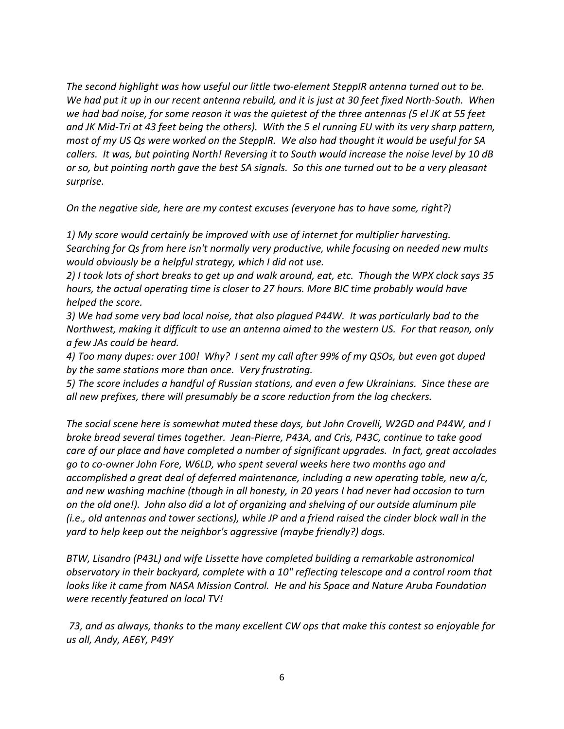*The second highlight was how useful our little two-element SteppIR antenna turned out to be. We had put it up in our recent antenna rebuild, and it is just at 30 feet fixed North-South. When we had bad noise, for some reason it was the quietest of the three antennas (5 el JK at 55 feet and JK Mid-Tri at 43 feet being the others). With the 5 el running EU with its very sharp pattern, most of my US Qs were worked on the SteppIR. We also had thought it would be useful for SA callers. It was, but pointing North! Reversing it to South would increase the noise level by 10 dB or so, but pointing north gave the best SA signals. So this one turned out to be a very pleasant surprise.*

*On the negative side, here are my contest excuses (everyone has to have some, right?)*

*1) My score would certainly be improved with use of internet for multiplier harvesting. Searching for Qs from here isn't normally very productive, while focusing on needed new mults would obviously be a helpful strategy, which I did not use.*
*2) I took lots of short breaks to get up and walk around, eat, etc. Though the WPX clock says 35 hours, the actual operating time is closer to 27 hours. More BIC time probably would have helped the score.*
*3) We had some very bad local noise, that also plagued P44W. It was particularly bad to the Northwest, making it difficult to use an antenna aimed to the western US. For that reason, only a few JAs could be heard.*
*4) Too many dupes: over 100! Why? I sent my call after 99% of my QSOs, but even got duped by the same stations more than once. Very frustrating.*
*5) The score includes a handful of Russian stations, and even a few Ukrainians. Since these are all new prefixes, there will presumably be a score reduction from the log checkers.*

*The social scene here is somewhat muted these days, but John Crovelli, W2GD and P44W, and I broke bread several times together. Jean-Pierre, P43A, and Cris, P43C, continue to take good care of our place and have completed a number of significant upgrades. In fact, great accolades go to co-owner John Fore, W6LD, who spent several weeks here two months ago and accomplished a great deal of deferred maintenance, including a new operating table, new a/c, and new washing machine (though in all honesty, in 20 years I had never had occasion to turn on the old one!). John also did a lot of organizing and shelving of our outside aluminum pile (i.e., old antennas and tower sections), while JP and a friend raised the cinder block wall in the yard to help keep out the neighbor's aggressive (maybe friendly?) dogs.*

*BTW, Lisandro (P43L) and wife Lissette have completed building a remarkable astronomical observatory in their backyard, complete with a 10" reflecting telescope and a control room that looks like it came from NASA Mission Control. He and his Space and Nature Aruba Foundation were recently featured on local TV!*

*73, and as always, thanks to the many excellent CW ops that make this contest so enjoyable for us all, Andy, AE6Y, P49Y*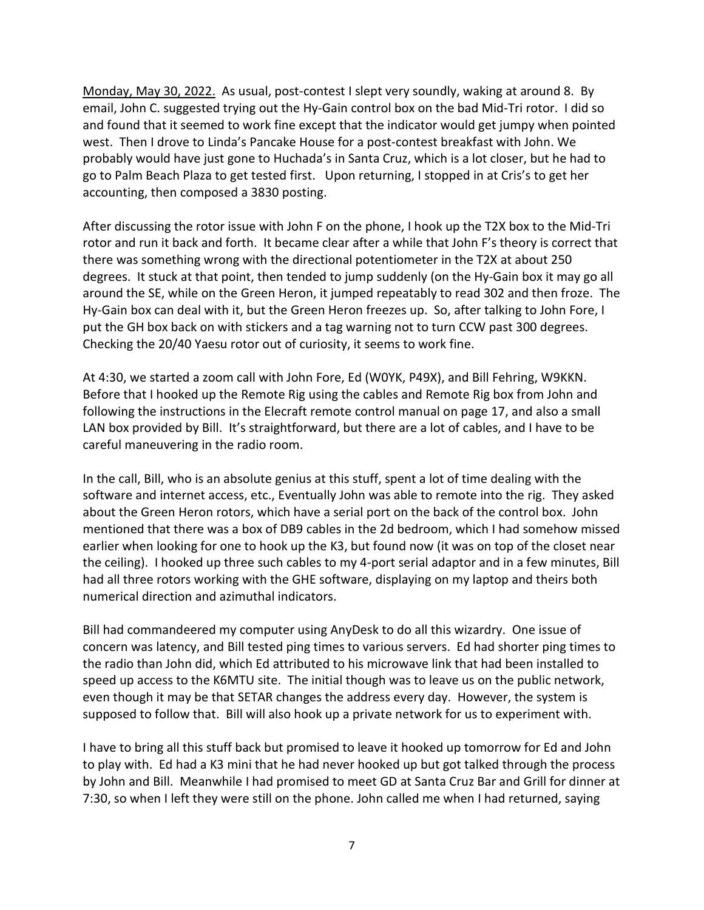Monday, May 30, 2022. As usual, post-contest I slept very soundly, waking at around 8. By email, John C. suggested trying out the Hy-Gain control box on the bad Mid-Tri rotor. I did so and found that it seemed to work fine except that the indicator would get jumpy when pointed west. Then I drove to Linda's Pancake House for a post-contest breakfast with John. We probably would have just gone to Huchada's in Santa Cruz, which is a lot closer, but he had to go to Palm Beach Plaza to get tested first. Upon returning, I stopped in at Cris's to get her accounting, then composed a 3830 posting.

After discussing the rotor issue with John F on the phone, I hook up the T2X box to the Mid-Tri rotor and run it back and forth. It became clear after a while that John F's theory is correct that there was something wrong with the directional potentiometer in the T2X at about 250 degrees. It stuck at that point, then tended to jump suddenly (on the Hy-Gain box it may go all around the SE, while on the Green Heron, it jumped repeatably to read 302 and then froze. The Hy-Gain box can deal with it, but the Green Heron freezes up. So, after talking to John Fore, I put the GH box back on with stickers and a tag warning not to turn CCW past 300 degrees. Checking the 20/40 Yaesu rotor out of curiosity, it seems to work fine.

At 4:30, we started a zoom call with John Fore, Ed (W0YK, P49X), and Bill Fehring, W9KKN. Before that I hooked up the Remote Rig using the cables and Remote Rig box from John and following the instructions in the Elecraft remote control manual on page 17, and also a small LAN box provided by Bill. It's straightforward, but there are a lot of cables, and I have to be careful maneuvering in the radio room.

In the call, Bill, who is an absolute genius at this stuff, spent a lot of time dealing with the software and internet access, etc., Eventually John was able to remote into the rig. They asked about the Green Heron rotors, which have a serial port on the back of the control box. John mentioned that there was a box of DB9 cables in the 2d bedroom, which I had somehow missed earlier when looking for one to hook up the K3, but found now (it was on top of the closet near the ceiling). I hooked up three such cables to my 4-port serial adaptor and in a few minutes, Bill had all three rotors working with the GHE software, displaying on my laptop and theirs both numerical direction and azimuthal indicators.

Bill had commandeered my computer using AnyDesk to do all this wizardry. One issue of concern was latency, and Bill tested ping times to various servers. Ed had shorter ping times to the radio than John did, which Ed attributed to his microwave link that had been installed to speed up access to the K6MTU site. The initial though was to leave us on the public network, even though it may be that SETAR changes the address every day. However, the system is supposed to follow that. Bill will also hook up a private network for us to experiment with.

I have to bring all this stuff back but promised to leave it hooked up tomorrow for Ed and John to play with. Ed had a K3 mini that he had never hooked up but got talked through the process by John and Bill. Meanwhile I had promised to meet GD at Santa Cruz Bar and Grill for dinner at 7:30, so when I left they were still on the phone. John called me when I had returned, saying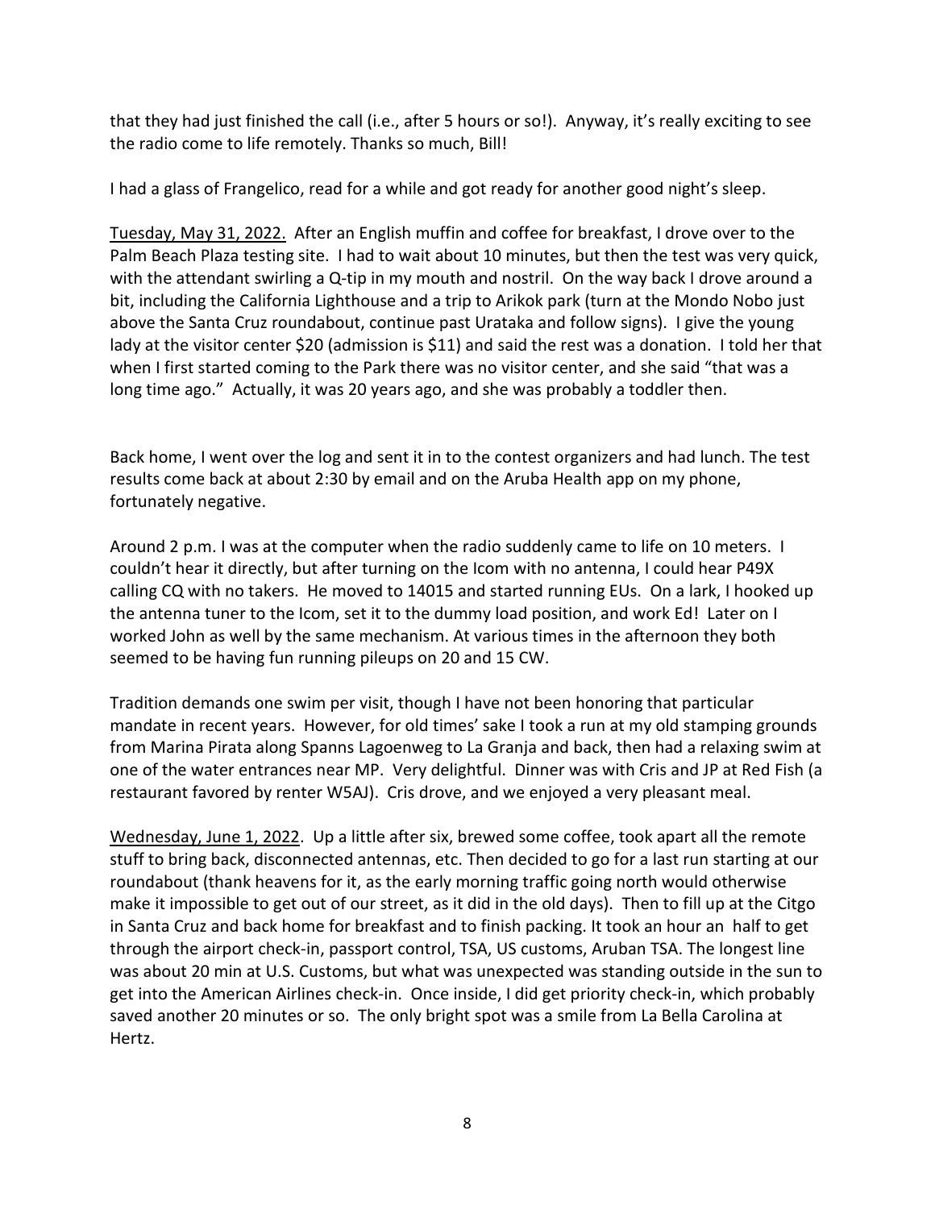that they had just finished the call (i.e., after 5 hours or so!). Anyway, it's really exciting to see the radio come to life remotely. Thanks so much, Bill!

I had a glass of Frangelico, read for a while and got ready for another good night's sleep.

Tuesday, May 31, 2022. After an English muffin and coffee for breakfast, I drove over to the Palm Beach Plaza testing site. I had to wait about 10 minutes, but then the test was very quick, with the attendant swirling a Q-tip in my mouth and nostril. On the way back I drove around a bit, including the California Lighthouse and a trip to Arikok park (turn at the Mondo Nobo just above the Santa Cruz roundabout, continue past Urataka and follow signs). I give the young lady at the visitor center $20 (admission is $11) and said the rest was a donation. I told her that when I first started coming to the Park there was no visitor center, and she said "that was a long time ago." Actually, it was 20 years ago, and she was probably a toddler then.

Back home, I went over the log and sent it in to the contest organizers and had lunch. The test results come back at about 2:30 by email and on the Aruba Health app on my phone, fortunately negative.

Around 2 p.m. I was at the computer when the radio suddenly came to life on 10 meters. I couldn't hear it directly, but after turning on the Icom with no antenna, I could hear P49X calling CQ with no takers. He moved to 14015 and started running EUs. On a lark, I hooked up the antenna tuner to the Icom, set it to the dummy load position, and work Ed! Later on I worked John as well by the same mechanism. At various times in the afternoon they both seemed to be having fun running pileups on 20 and 15 CW.

Tradition demands one swim per visit, though I have not been honoring that particular mandate in recent years. However, for old times' sake I took a run at my old stamping grounds from Marina Pirata along Spanns Lagoenweg to La Granja and back, then had a relaxing swim at one of the water entrances near MP. Very delightful. Dinner was with Cris and JP at Red Fish (a restaurant favored by renter W5AJ). Cris drove, and we enjoyed a very pleasant meal.

Wednesday, June 1, 2022. Up a little after six, brewed some coffee, took apart all the remote stuff to bring back, disconnected antennas, etc. Then decided to go for a last run starting at our roundabout (thank heavens for it, as the early morning traffic going north would otherwise make it impossible to get out of our street, as it did in the old days). Then to fill up at the Citgo in Santa Cruz and back home for breakfast and to finish packing. It took an hour an half to get through the airport check-in, passport control, TSA, US customs, Aruban TSA. The longest line was about 20 min at U.S. Customs, but what was unexpected was standing outside in the sun to get into the American Airlines check-in. Once inside, I did get priority check-in, which probably saved another 20 minutes or so. The only bright spot was a smile from La Bella Carolina at Hertz.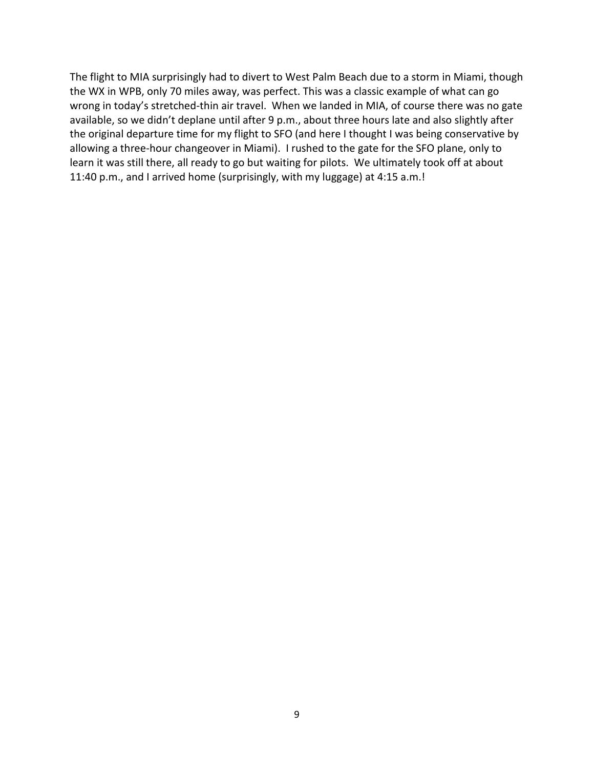The flight to MIA surprisingly had to divert to West Palm Beach due to a storm in Miami, though the WX in WPB, only 70 miles away, was perfect. This was a classic example of what can go wrong in today's stretched-thin air travel. When we landed in MIA, of course there was no gate available, so we didn't deplane until after 9 p.m., about three hours late and also slightly after the original departure time for my flight to SFO (and here I thought I was being conservative by allowing a three-hour changeover in Miami). I rushed to the gate for the SFO plane, only to learn it was still there, all ready to go but waiting for pilots. We ultimately took off at about 11:40 p.m., and I arrived home (surprisingly, with my luggage) at 4:15 a.m.!